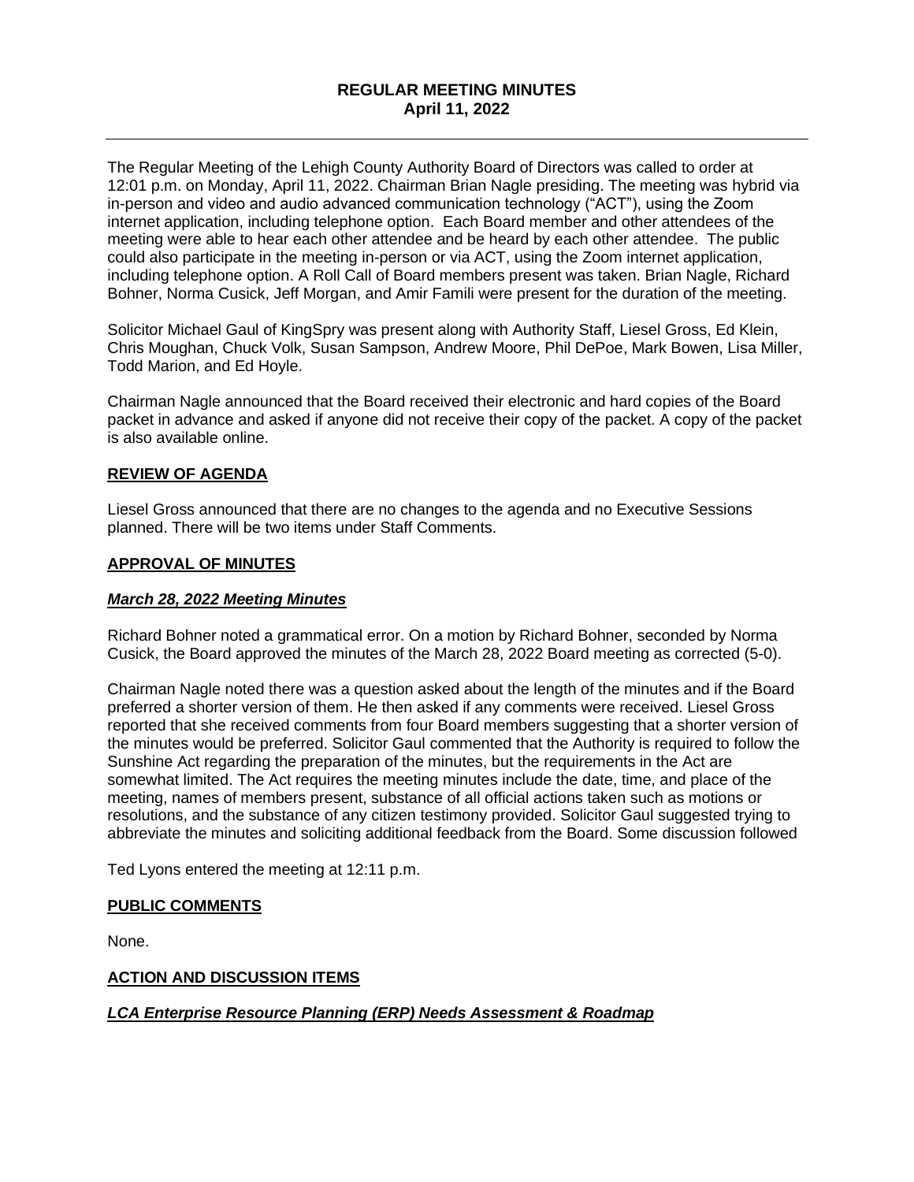# REGULAR MEETING MINUTES
## April 11, 2022

---

The Regular Meeting of the Lehigh County Authority Board of Directors was called to order at 12:01 p.m. on Monday, April 11, 2022. Chairman Brian Nagle presiding. The meeting was hybrid via in-person and video and audio advanced communication technology ("ACT"), using the Zoom internet application, including telephone option. Each Board member and other attendees of the meeting were able to hear each other attendee and be heard by each other attendee. The public could also participate in the meeting in-person or via ACT, using the Zoom internet application, including telephone option. A Roll Call of Board members present was taken. Brian Nagle, Richard Bohner, Norma Cusick, Jeff Morgan, and Amir Famili were present for the duration of the meeting.

Solicitor Michael Gaul of KingSpry was present along with Authority Staff, Liesel Gross, Ed Klein, Chris Moughan, Chuck Volk, Susan Sampson, Andrew Moore, Phil DePoe, Mark Bowen, Lisa Miller, Todd Marion, and Ed Hoyle.

Chairman Nagle announced that the Board received their electronic and hard copies of the Board packet in advance and asked if anyone did not receive their copy of the packet. A copy of the packet is also available online.

**REVIEW OF AGENDA**

Liesel Gross announced that there are no changes to the agenda and no Executive Sessions planned. There will be two items under Staff Comments.

**APPROVAL OF MINUTES**

***March 28, 2022 Meeting Minutes***

Richard Bohner noted a grammatical error. On a motion by Richard Bohner, seconded by Norma Cusick, the Board approved the minutes of the March 28, 2022 Board meeting as corrected (5-0).

Chairman Nagle noted there was a question asked about the length of the minutes and if the Board preferred a shorter version of them. He then asked if any comments were received. Liesel Gross reported that she received comments from four Board members suggesting that a shorter version of the minutes would be preferred. Solicitor Gaul commented that the Authority is required to follow the Sunshine Act regarding the preparation of the minutes, but the requirements in the Act are somewhat limited. The Act requires the meeting minutes include the date, time, and place of the meeting, names of members present, substance of all official actions taken such as motions or resolutions, and the substance of any citizen testimony provided. Solicitor Gaul suggested trying to abbreviate the minutes and soliciting additional feedback from the Board. Some discussion followed

Ted Lyons entered the meeting at 12:11 p.m.

**PUBLIC COMMENTS**

None.

**ACTION AND DISCUSSION ITEMS**

***LCA Enterprise Resource Planning (ERP) Needs Assessment & Roadmap***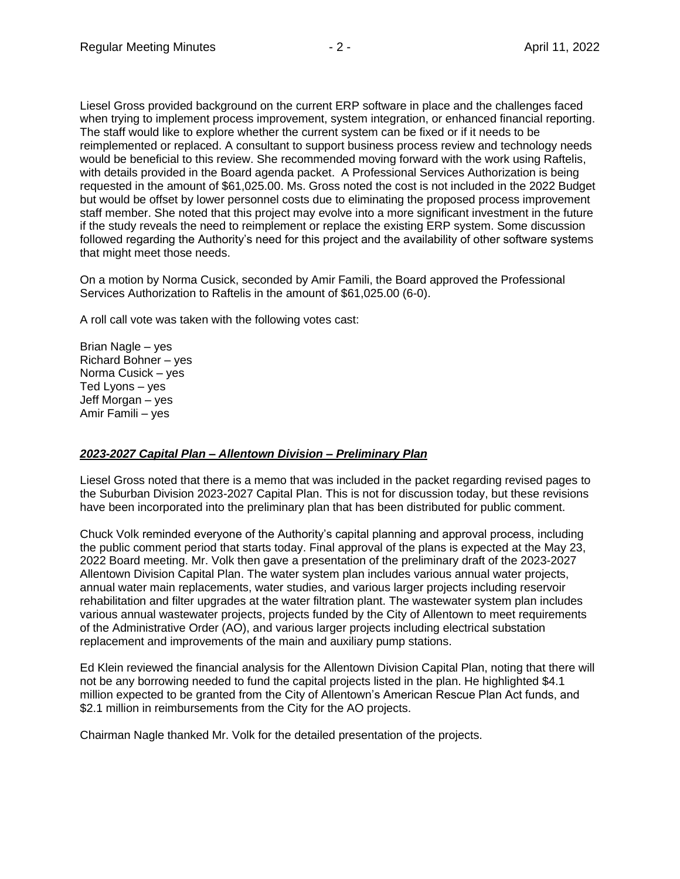Liesel Gross provided background on the current ERP software in place and the challenges faced when trying to implement process improvement, system integration, or enhanced financial reporting. The staff would like to explore whether the current system can be fixed or if it needs to be reimplemented or replaced. A consultant to support business process review and technology needs would be beneficial to this review. She recommended moving forward with the work using Raftelis, with details provided in the Board agenda packet. A Professional Services Authorization is being requested in the amount of $61,025.00. Ms. Gross noted the cost is not included in the 2022 Budget but would be offset by lower personnel costs due to eliminating the proposed process improvement staff member. She noted that this project may evolve into a more significant investment in the future if the study reveals the need to reimplement or replace the existing ERP system. Some discussion followed regarding the Authority's need for this project and the availability of other software systems that might meet those needs.

On a motion by Norma Cusick, seconded by Amir Famili, the Board approved the Professional Services Authorization to Raftelis in the amount of $61,025.00 (6-0).

A roll call vote was taken with the following votes cast:

Brian Nagle – yes
Richard Bohner – yes
Norma Cusick – yes
Ted Lyons – yes
Jeff Morgan – yes
Amir Famili – yes

### ***2023-2027 Capital Plan – Allentown Division – Preliminary Plan***

Liesel Gross noted that there is a memo that was included in the packet regarding revised pages to the Suburban Division 2023-2027 Capital Plan. This is not for discussion today, but these revisions have been incorporated into the preliminary plan that has been distributed for public comment.

Chuck Volk reminded everyone of the Authority's capital planning and approval process, including the public comment period that starts today. Final approval of the plans is expected at the May 23, 2022 Board meeting. Mr. Volk then gave a presentation of the preliminary draft of the 2023-2027 Allentown Division Capital Plan. The water system plan includes various annual water projects, annual water main replacements, water studies, and various larger projects including reservoir rehabilitation and filter upgrades at the water filtration plant. The wastewater system plan includes various annual wastewater projects, projects funded by the City of Allentown to meet requirements of the Administrative Order (AO), and various larger projects including electrical substation replacement and improvements of the main and auxiliary pump stations.

Ed Klein reviewed the financial analysis for the Allentown Division Capital Plan, noting that there will not be any borrowing needed to fund the capital projects listed in the plan. He highlighted $4.1 million expected to be granted from the City of Allentown's American Rescue Plan Act funds, and $2.1 million in reimbursements from the City for the AO projects.

Chairman Nagle thanked Mr. Volk for the detailed presentation of the projects.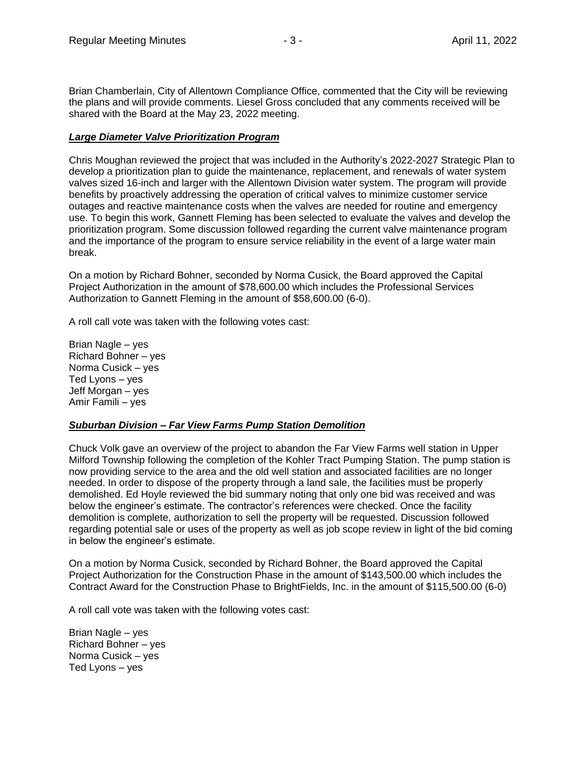Brian Chamberlain, City of Allentown Compliance Office, commented that the City will be reviewing the plans and will provide comments. Liesel Gross concluded that any comments received will be shared with the Board at the May 23, 2022 meeting.

***Large Diameter Valve Prioritization Program***

Chris Moughan reviewed the project that was included in the Authority's 2022-2027 Strategic Plan to develop a prioritization plan to guide the maintenance, replacement, and renewals of water system valves sized 16-inch and larger with the Allentown Division water system. The program will provide benefits by proactively addressing the operation of critical valves to minimize customer service outages and reactive maintenance costs when the valves are needed for routine and emergency use. To begin this work, Gannett Fleming has been selected to evaluate the valves and develop the prioritization program. Some discussion followed regarding the current valve maintenance program and the importance of the program to ensure service reliability in the event of a large water main break.

On a motion by Richard Bohner, seconded by Norma Cusick, the Board approved the Capital Project Authorization in the amount of $78,600.00 which includes the Professional Services Authorization to Gannett Fleming in the amount of $58,600.00 (6-0).

A roll call vote was taken with the following votes cast:

Brian Nagle – yes
Richard Bohner – yes
Norma Cusick – yes
Ted Lyons – yes
Jeff Morgan – yes
Amir Famili – yes

***Suburban Division – Far View Farms Pump Station Demolition***

Chuck Volk gave an overview of the project to abandon the Far View Farms well station in Upper Milford Township following the completion of the Kohler Tract Pumping Station. The pump station is now providing service to the area and the old well station and associated facilities are no longer needed. In order to dispose of the property through a land sale, the facilities must be properly demolished. Ed Hoyle reviewed the bid summary noting that only one bid was received and was below the engineer's estimate. The contractor's references were checked. Once the facility demolition is complete, authorization to sell the property will be requested. Discussion followed regarding potential sale or uses of the property as well as job scope review in light of the bid coming in below the engineer's estimate.

On a motion by Norma Cusick, seconded by Richard Bohner, the Board approved the Capital Project Authorization for the Construction Phase in the amount of $143,500.00 which includes the Contract Award for the Construction Phase to BrightFields, Inc. in the amount of $115,500.00 (6-0)

A roll call vote was taken with the following votes cast:

Brian Nagle – yes
Richard Bohner – yes
Norma Cusick – yes
Ted Lyons – yes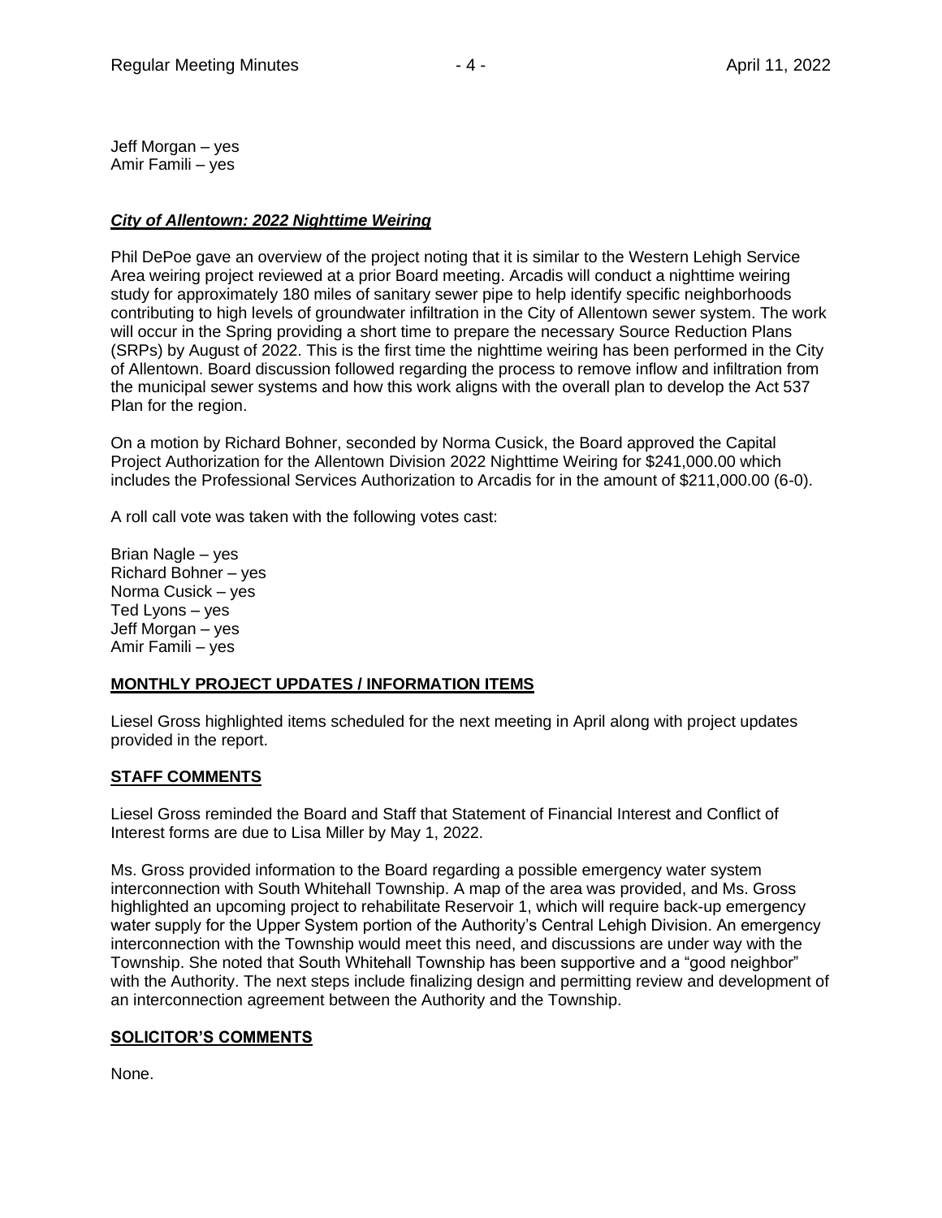Jeff Morgan – yes
Amir Famili – yes

***City of Allentown: 2022 Nighttime Weiring***

Phil DePoe gave an overview of the project noting that it is similar to the Western Lehigh Service Area weiring project reviewed at a prior Board meeting. Arcadis will conduct a nighttime weiring study for approximately 180 miles of sanitary sewer pipe to help identify specific neighborhoods contributing to high levels of groundwater infiltration in the City of Allentown sewer system. The work will occur in the Spring providing a short time to prepare the necessary Source Reduction Plans (SRPs) by August of 2022. This is the first time the nighttime weiring has been performed in the City of Allentown. Board discussion followed regarding the process to remove inflow and infiltration from the municipal sewer systems and how this work aligns with the overall plan to develop the Act 537 Plan for the region.

On a motion by Richard Bohner, seconded by Norma Cusick, the Board approved the Capital Project Authorization for the Allentown Division 2022 Nighttime Weiring for $241,000.00 which includes the Professional Services Authorization to Arcadis for in the amount of $211,000.00 (6-0).

A roll call vote was taken with the following votes cast:

Brian Nagle – yes
Richard Bohner – yes
Norma Cusick – yes
Ted Lyons – yes
Jeff Morgan – yes
Amir Famili – yes

**MONTHLY PROJECT UPDATES / INFORMATION ITEMS**

Liesel Gross highlighted items scheduled for the next meeting in April along with project updates provided in the report.

**STAFF COMMENTS**

Liesel Gross reminded the Board and Staff that Statement of Financial Interest and Conflict of Interest forms are due to Lisa Miller by May 1, 2022.

Ms. Gross provided information to the Board regarding a possible emergency water system interconnection with South Whitehall Township. A map of the area was provided, and Ms. Gross highlighted an upcoming project to rehabilitate Reservoir 1, which will require back-up emergency water supply for the Upper System portion of the Authority's Central Lehigh Division. An emergency interconnection with the Township would meet this need, and discussions are under way with the Township. She noted that South Whitehall Township has been supportive and a "good neighbor" with the Authority. The next steps include finalizing design and permitting review and development of an interconnection agreement between the Authority and the Township.

**SOLICITOR'S COMMENTS**

None.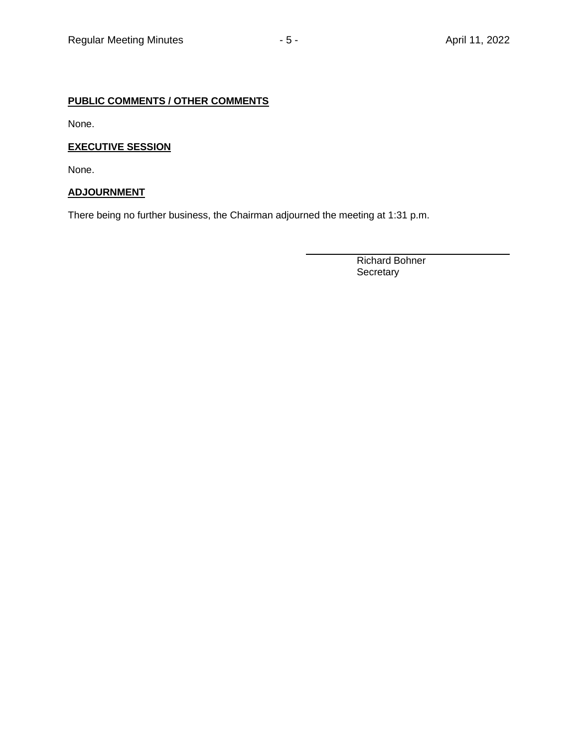**PUBLIC COMMENTS / OTHER COMMENTS**

None.

**EXECUTIVE SESSION**

None.

**ADJOURNMENT**

There being no further business, the Chairman adjourned the meeting at 1:31 p.m.

\_\_\_\_\_\_\_\_\_\_\_\_\_\_\_\_\_\_\_\_\_\_\_\_\_\_\_\_\_\_\_\_\_\_

Richard Bohner
Secretary